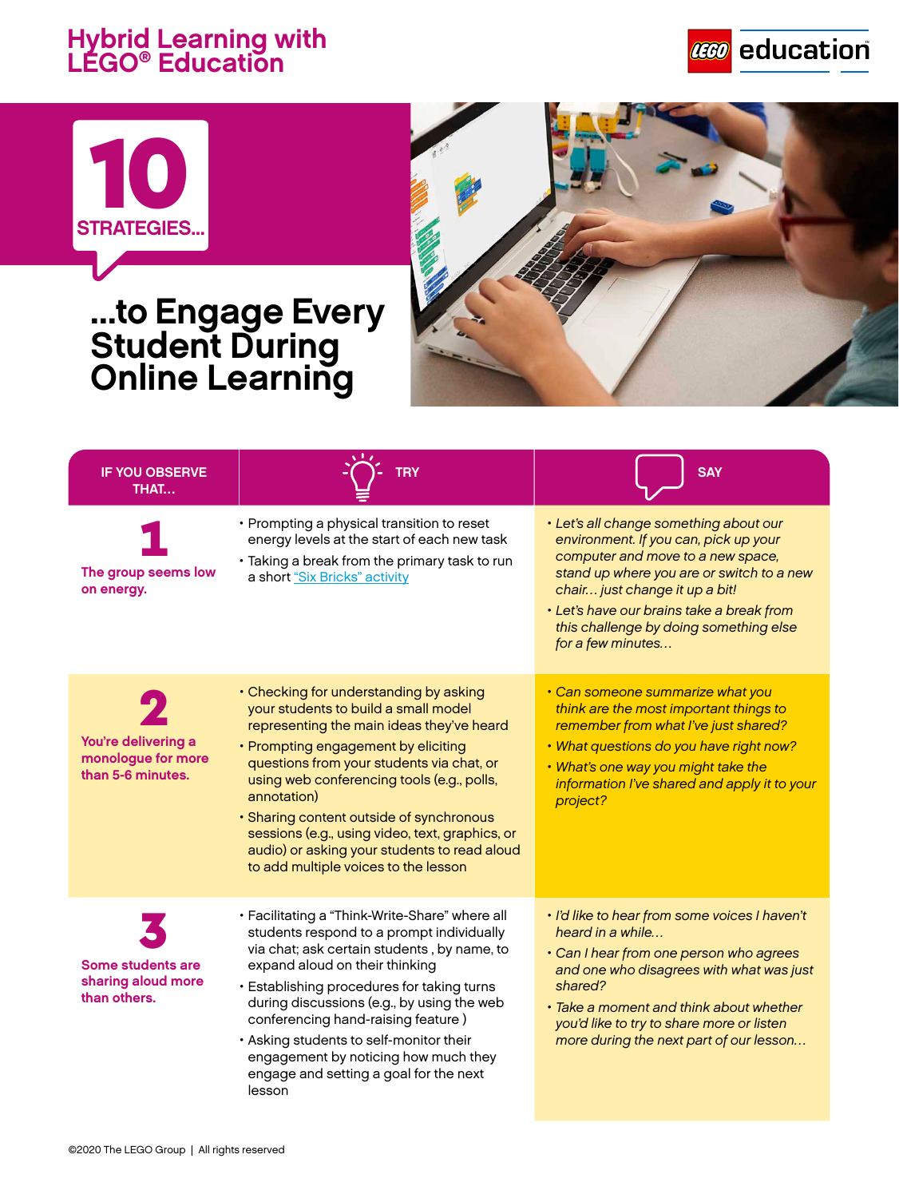# Hybrid Learning with LEGO® Education

LEGO education

## 10 STRATEGIES...

## ...to Engage Every Student During Online Learning

| IF YOU OBSERVE THAT... | TRY | SAY |
| --- | --- | --- |
| **1** The group seems low on energy. | • Prompting a physical transition to reset energy levels at the start of each new task<br>• Taking a break from the primary task to run a short [“Six Bricks” activity] | • *Let’s all change something about our environment. If you can, pick up your computer and move to a new space, stand up where you are or switch to a new chair... just change it up a bit!*<br>• *Let’s have our brains take a break from this challenge by doing something else for a few minutes...* |
| **2** You’re delivering a monologue for more than 5-6 minutes. | • Checking for understanding by asking your students to build a small model representing the main ideas they’ve heard<br>• Prompting engagement by eliciting questions from your students via chat, or using web conferencing tools (e.g., polls, annotation)<br>• Sharing content outside of synchronous sessions (e.g., using video, text, graphics, or audio) or asking your students to read aloud to add multiple voices to the lesson | • *Can someone summarize what you think are the most important things to remember from what I’ve just shared?*<br>• *What questions do you have right now?*<br>• *What’s one way you might take the information I’ve shared and apply it to your project?* |
| **3** Some students are sharing aloud more than others. | • Facilitating a “Think-Write-Share” where all students respond to a prompt individually via chat; ask certain students , by name, to expand aloud on their thinking<br>• Establishing procedures for taking turns during discussions (e.g., by using the web conferencing hand-raising feature )<br>• Asking students to self-monitor their engagement by noticing how much they engage and setting a goal for the next lesson | • *I’d like to hear from some voices I haven’t heard in a while...*<br>• *Can I hear from one person who agrees and one who disagrees with what was just shared?*<br>• *Take a moment and think about whether you’d like to try to share more or listen more during the next part of our lesson...* |

©2020 The LEGO Group | All rights reserved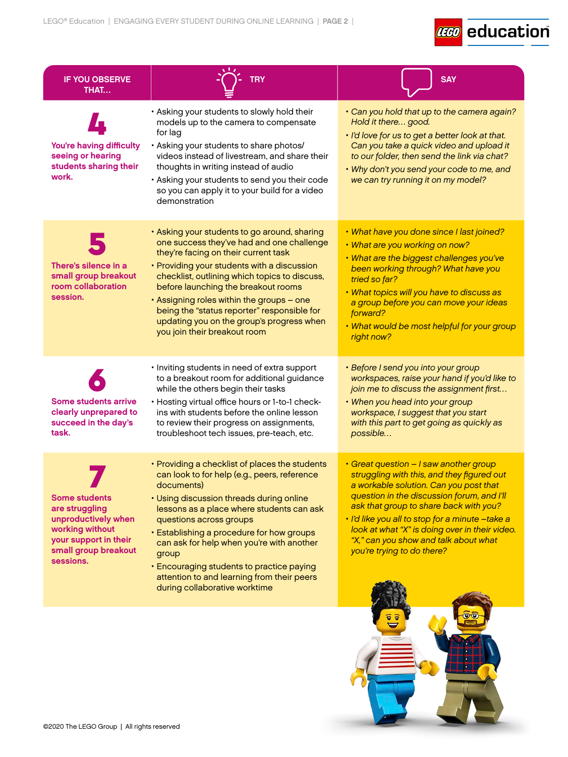| IF YOU OBSERVE THAT... | TRY | SAY |
|---|---|---|
| **4** **You're having difficulty seeing or hearing students sharing their work.** | • Asking your students to slowly hold their models up to the camera to compensate for lag<br>• Asking your students to share photos/ videos instead of livestream, and share their thoughts in writing instead of audio<br>• Asking your students to send you their code so you can apply it to your build for a video demonstration | • *Can you hold that up to the camera again? Hold it there… good.*<br>• *I'd love for us to get a better look at that. Can you take a quick video and upload it to our folder, then send the link via chat?*<br>• *Why don't you send your code to me, and we can try running it on my model?* |
| **5** **There's silence in a small group breakout room collaboration session.** | • Asking your students to go around, sharing one success they've had and one challenge they're facing on their current task<br>• Providing your students with a discussion checklist, outlining which topics to discuss, before launching the breakout rooms<br>• Assigning roles within the groups – one being the "status reporter" responsible for updating you on the group's progress when you join their breakout room | • *What have you done since I last joined?*<br>• *What are you working on now?*<br>• *What are the biggest challenges you've been working through? What have you tried so far?*<br>• *What topics will you have to discuss as a group before you can move your ideas forward?*<br>• *What would be most helpful for your group right now?* |
| **6** **Some students arrive clearly unprepared to succeed in the day's task.** | • Inviting students in need of extra support to a breakout room for additional guidance while the others begin their tasks<br>• Hosting virtual office hours or 1-to-1 check-ins with students before the online lesson to review their progress on assignments, troubleshoot tech issues, pre-teach, etc. | • *Before I send you into your group workspaces, raise your hand if you'd like to join me to discuss the assignment first…*<br>• *When you head into your group workspace, I suggest that you start with this part to get going as quickly as possible…* |
| **7** **Some students are struggling unproductively when working without your support in their small group breakout sessions.** | • Providing a checklist of places the students can look to for help (e.g., peers, reference documents)<br>• Using discussion threads during online lessons as a place where students can ask questions across groups<br>• Establishing a procedure for how groups can ask for help when you're with another group<br>• Encouraging students to practice paying attention to and learning from their peers during collaborative time | • *Great question – I saw another group struggling with this, and they figured out a workable solution. Can you post that question in the discussion forum, and I'll ask that group to share back with you?*<br>• *I'd like you all to stop for a minute –take a look at what "X" is doing over in their video. "X," can you show and talk about what you're trying to do there?* |

©2020 The LEGO Group | All rights reserved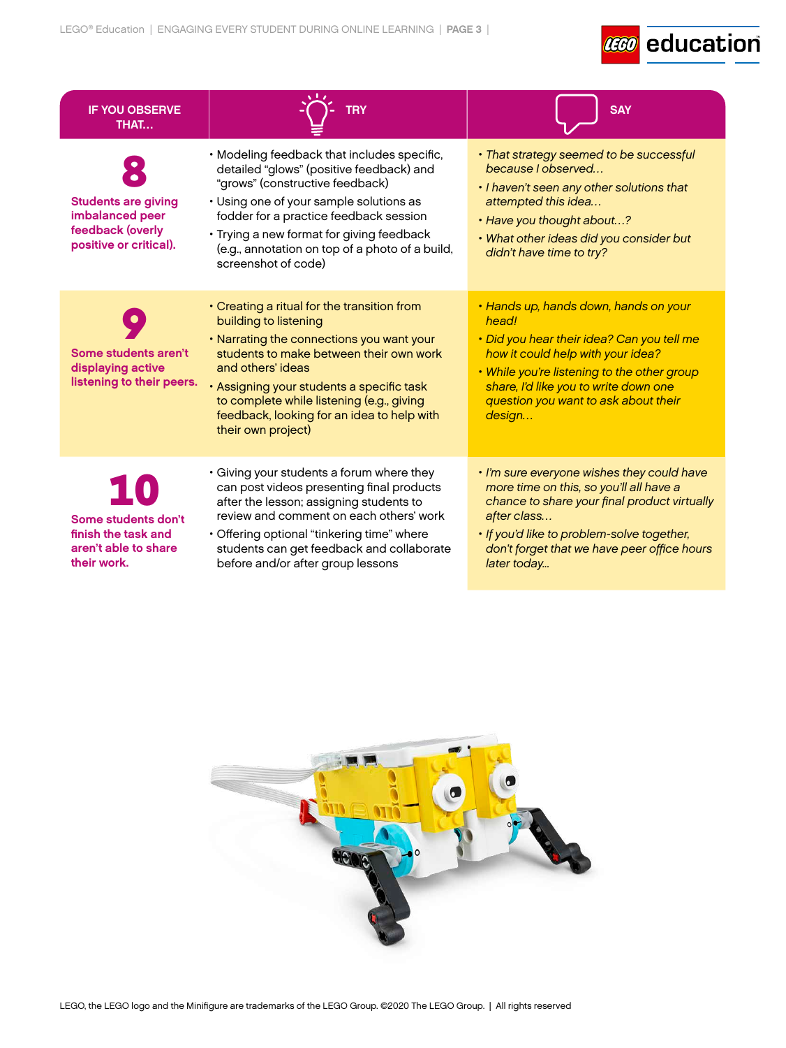| IF YOU OBSERVE THAT... | TRY | SAY |
|---|---|---|
| **8** Students are giving imbalanced peer feedback (overly positive or critical). | • Modeling feedback that includes specific, detailed "glows" (positive feedback) and "grows" (constructive feedback)<br>• Using one of your sample solutions as fodder for a practice feedback session<br>• Trying a new format for giving feedback (e.g., annotation on top of a photo of a build, screenshot of code) | • *That strategy seemed to be successful because I observed…*<br>• *I haven't seen any other solutions that attempted this idea…*<br>• *Have you thought about…?*<br>• *What other ideas did you consider but didn't have time to try?* |
| **9** Some students aren't displaying active listening to their peers. | • Creating a ritual for the transition from building to listening<br>• Narrating the connections you want your students to make between their own work and others' ideas<br>• Assigning your students a specific task to complete while listening (e.g., giving feedback, looking for an idea to help with their own project) | • *Hands up, hands down, hands on your head!*<br>• *Did you hear their idea? Can you tell me how it could help with your idea?*<br>• *While you're listening to the other group share, I'd like you to write down one question you want to ask about their design…* |
| **10** Some students don't finish the task and aren't able to share their work. | • Giving your students a forum where they can post videos presenting final products after the lesson; assigning students to review and comment on each others' work<br>• Offering optional "tinkering time" where students can get feedback and collaborate before and/or after group lessons | • *I'm sure everyone wishes they could have more time on this, so you'll all have a chance to share your final product virtually after class…*<br>• *If you'd like to problem-solve together, don't forget that we have peer office hours later today…* |

LEGO, the LEGO logo and the Minifigure are trademarks of the LEGO Group. ©2020 The LEGO Group. | All rights reserved